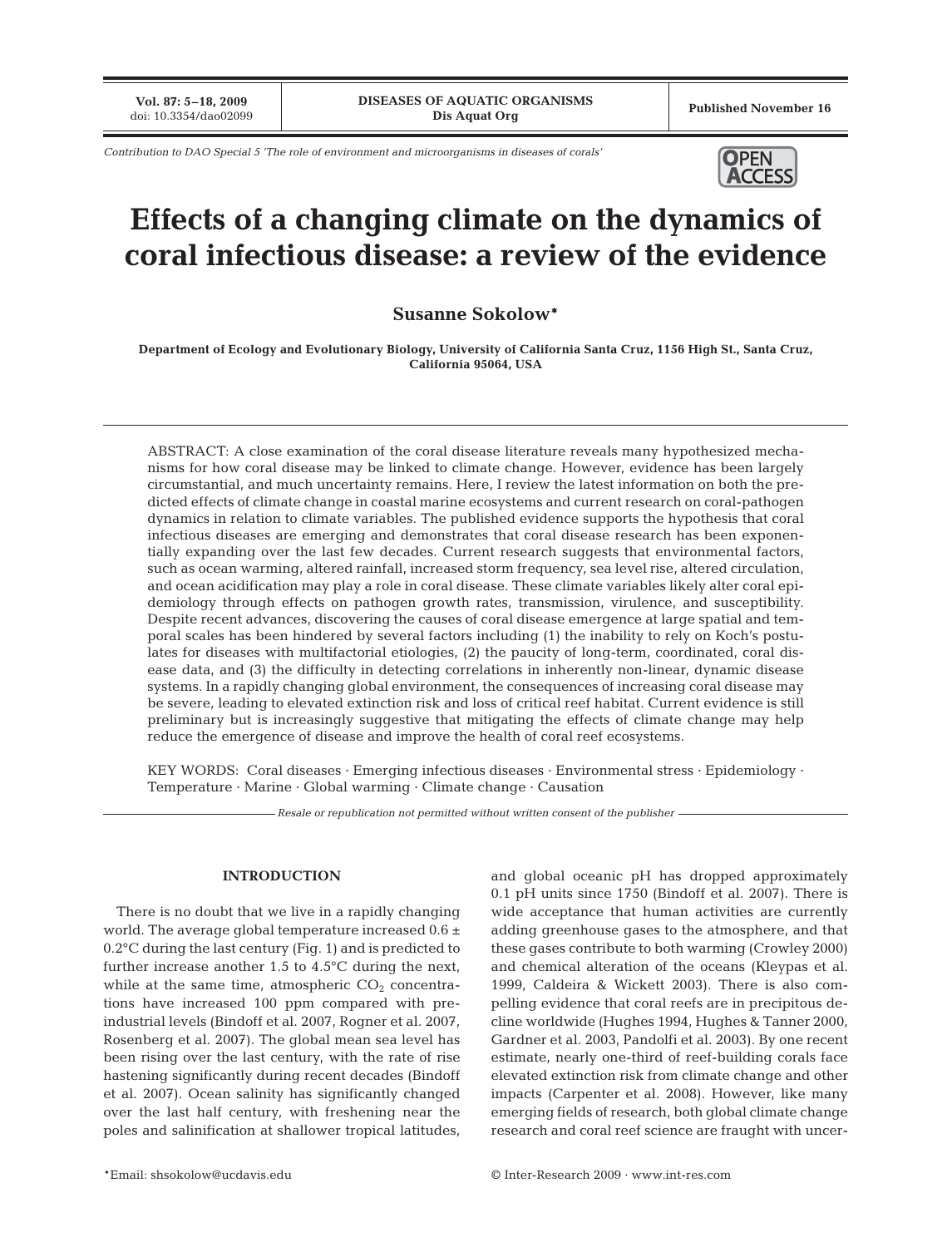*Contribution to DAO Special 5 'The role of environment and microorganisms in diseases of corals'*

# Effects of a changing climate on the dynamics of coral infectious disease: a review of the evidence

**Susanne Sokolow***

**Department of Ecology and Evolutionary Biology, University of California Santa Cruz, 1156 High St., Santa Cruz, California 95064, USA**

ABSTRACT: A close examination of the coral disease literature reveals many hypothesized mechanisms for how coral disease may be linked to climate change. However, evidence has been largely circumstantial, and much uncertainty remains. Here, I review the latest information on both the predicted effects of climate change in coastal marine ecosystems and current research on coral-pathogen dynamics in relation to climate variables. The published evidence supports the hypothesis that coral infectious diseases are emerging and demonstrates that coral disease research has been exponentially expanding over the last few decades. Current research suggests that environmental factors, such as ocean warming, altered rainfall, increased storm frequency, sea level rise, altered circulation, and ocean acidification may play a role in coral disease. These climate variables likely alter coral epidemiology through effects on pathogen growth rates, transmission, virulence, and susceptibility. Despite recent advances, discovering the causes of coral disease emergence at large spatial and temporal scales has been hindered by several factors including (1) the inability to rely on Koch's postulates for diseases with multifactorial etiologies, (2) the paucity of long-term, coordinated, coral disease data, and (3) the difficulty in detecting correlations in inherently non-linear, dynamic disease systems. In a rapidly changing global environment, the consequences of increasing coral disease may be severe, leading to elevated extinction risk and loss of critical reef habitat. Current evidence is still preliminary but is increasingly suggestive that mitigating the effects of climate change may help reduce the emergence of disease and improve the health of coral reef ecosystems.

KEY WORDS: Coral diseases · Emerging infectious diseases · Environmental stress · Epidemiology · Temperature · Marine · Global warming · Climate change · Causation

*Resale or republication not permitted without written consent of the publisher*

## INTRODUCTION

There is no doubt that we live in a rapidly changing world. The average global temperature increased 0.6 ± 0.2°C during the last century (Fig. 1) and is predicted to further increase another 1.5 to 4.5°C during the next, while at the same time, atmospheric $CO_2$ concentrations have increased 100 ppm compared with pre-industrial levels (Bindoff et al. 2007, Rogner et al. 2007, Rosenberg et al. 2007). The global mean sea level has been rising over the last century, with the rate of rise hastening significantly during recent decades (Bindoff et al. 2007). Ocean salinity has significantly changed over the last half century, with freshening near the poles and salinification at shallower tropical latitudes, and global oceanic pH has dropped approximately 0.1 pH units since 1750 (Bindoff et al. 2007). There is wide acceptance that human activities are currently adding greenhouse gases to the atmosphere, and that these gases contribute to both warming (Crowley 2000) and chemical alteration of the oceans (Kleypas et al. 1999, Caldeira & Wickett 2003). There is also compelling evidence that coral reefs are in precipitous decline worldwide (Hughes 1994, Hughes & Tanner 2000, Gardner et al. 2003, Pandolfi et al. 2003). By one recent estimate, nearly one-third of reef-building corals face elevated extinction risk from climate change and other impacts (Carpenter et al. 2008). However, like many emerging fields of research, both global climate change research and coral reef science are fraught with uncer-

*Email: shsokolow@ucdavis.edu

© Inter-Research 2009 · www.int-res.com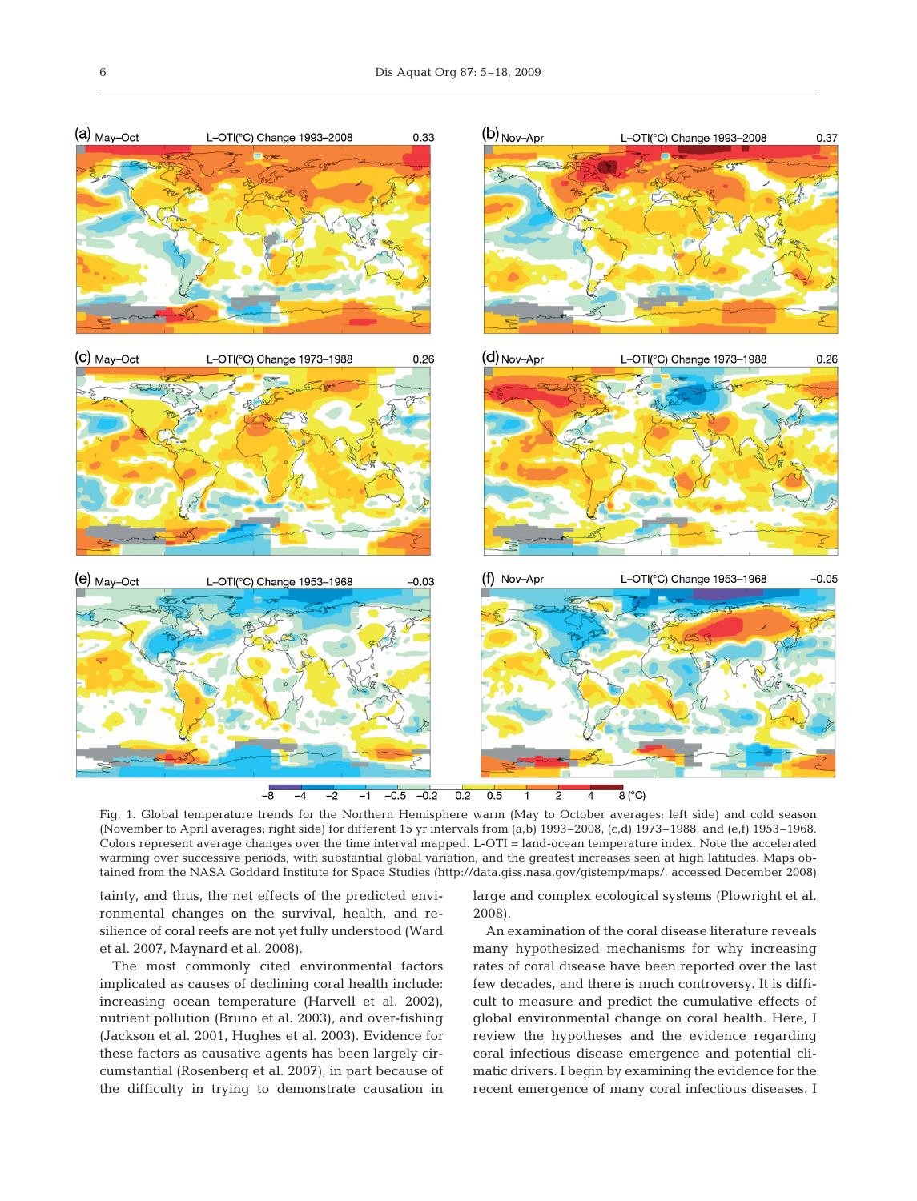Fig. 1. Global temperature trends for the Northern Hemisphere warm (May to October averages; left side) and cold season (November to April averages; right side) for different 15 yr intervals from (a,b) 1993–2008, (c,d) 1973–1988, and (e,f) 1953–1968. Colors represent average changes over the time interval mapped. L-OTI = land-ocean temperature index. Note the accelerated warming over successive periods, with substantial global variation, and the greatest increases seen at high latitudes. Maps obtained from the NASA Goddard Institute for Space Studies (http://data.giss.nasa.gov/gistemp/maps/, accessed December 2008)

tainty, and thus, the net effects of the predicted environmental changes on the survival, health, and resilience of coral reefs are not yet fully understood (Ward et al. 2007, Maynard et al. 2008).

The most commonly cited environmental factors implicated as causes of declining coral health include: increasing ocean temperature (Harvell et al. 2002), nutrient pollution (Bruno et al. 2003), and over-fishing (Jackson et al. 2001, Hughes et al. 2003). Evidence for these factors as causative agents has been largely circumstantial (Rosenberg et al. 2007), in part because of the difficulty in trying to demonstrate causation in large and complex ecological systems (Plowright et al. 2008).

An examination of the coral disease literature reveals many hypothesized mechanisms for why increasing rates of coral disease have been reported over the last few decades, and there is much controversy. It is difficult to measure and predict the cumulative effects of global environmental change on coral health. Here, I review the hypotheses and the evidence regarding coral infectious disease emergence and potential climatic drivers. I begin by examining the evidence for the recent emergence of many coral infectious diseases. I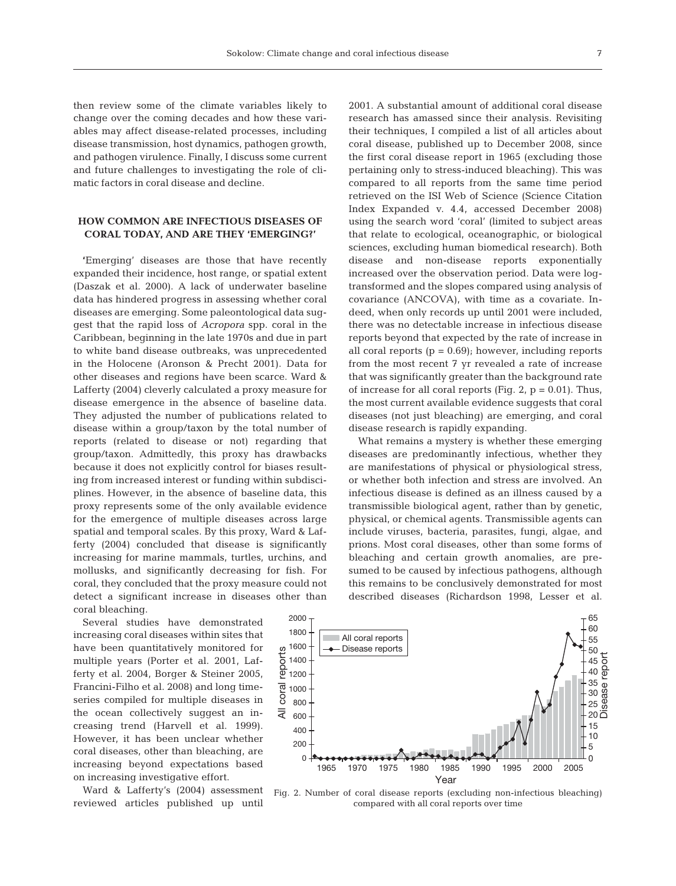then review some of the climate variables likely to change over the coming decades and how these variables may affect disease-related processes, including disease transmission, host dynamics, pathogen growth, and pathogen virulence. Finally, I discuss some current and future challenges to investigating the role of climatic factors in coral disease and decline.

## HOW COMMON ARE INFECTIOUS DISEASES OF CORAL TODAY, AND ARE THEY 'EMERGING?'

'Emerging' diseases are those that have recently expanded their incidence, host range, or spatial extent (Daszak et al. 2000). A lack of underwater baseline data has hindered progress in assessing whether coral diseases are emerging. Some paleontological data suggest that the rapid loss of *Acropora* spp. coral in the Caribbean, beginning in the late 1970s and due in part to white band disease outbreaks, was unprecedented in the Holocene (Aronson & Precht 2001). Data for other diseases and regions have been scarce. Ward & Lafferty (2004) cleverly calculated a proxy measure for disease emergence in the absence of baseline data. They adjusted the number of publications related to disease within a group/taxon by the total number of reports (related to disease or not) regarding that group/taxon. Admittedly, this proxy has drawbacks because it does not explicitly control for biases resulting from increased interest or funding within subdisciplines. However, in the absence of baseline data, this proxy represents some of the only available evidence for the emergence of multiple diseases across large spatial and temporal scales. By this proxy, Ward & Lafferty (2004) concluded that disease is significantly increasing for marine mammals, turtles, urchins, and mollusks, and significantly decreasing for fish. For coral, they concluded that the proxy measure could not detect a significant increase in diseases other than coral bleaching.

Several studies have demonstrated increasing coral diseases within sites that have been quantitatively monitored for multiple years (Porter et al. 2001, Lafferty et al. 2004, Borger & Steiner 2005, Francini-Filho et al. 2008) and long time-series compiled for multiple diseases in the ocean collectively suggest an increasing trend (Harvell et al. 1999). However, it has been unclear whether coral diseases, other than bleaching, are increasing beyond expectations based on increasing investigative effort.

Ward & Lafferty's (2004) assessment reviewed articles published up until 2001. A substantial amount of additional coral disease research has amassed since their analysis. Revisiting their techniques, I compiled a list of all articles about coral disease, published up to December 2008, since the first coral disease report in 1965 (excluding those pertaining only to stress-induced bleaching). This was compared to all reports from the same time period retrieved on the ISI Web of Science (Science Citation Index Expanded v. 4.4, accessed December 2008) using the search word 'coral' (limited to subject areas that relate to ecological, oceanographic, or biological sciences, excluding human biomedical research). Both disease and non-disease reports exponentially increased over the observation period. Data were log-transformed and the slopes compared using analysis of covariance (ANCOVA), with time as a covariate. Indeed, when only records up until 2001 were included, there was no detectable increase in infectious disease reports beyond that expected by the rate of increase in all coral reports ($p = 0.69$); however, including reports from the most recent 7 yr revealed a rate of increase that was significantly greater than the background rate of increase for all coral reports (Fig. 2, $p = 0.01$). Thus, the most current available evidence suggests that coral diseases (not just bleaching) are emerging, and coral disease research is rapidly expanding.

What remains a mystery is whether these emerging diseases are predominantly infectious, whether they are manifestations of physical or physiological stress, or whether both infection and stress are involved. An infectious disease is defined as an illness caused by a transmissible biological agent, rather than by genetic, physical, or chemical agents. Transmissible agents can include viruses, bacteria, parasites, fungi, algae, and prions. Most coral diseases, other than some forms of bleaching and certain growth anomalies, are presumed to be caused by infectious pathogens, although this remains to be conclusively demonstrated for most described diseases (Richardson 1998, Lesser et al.

Fig. 2. Number of coral disease reports (excluding non-infectious bleaching) compared with all coral reports over time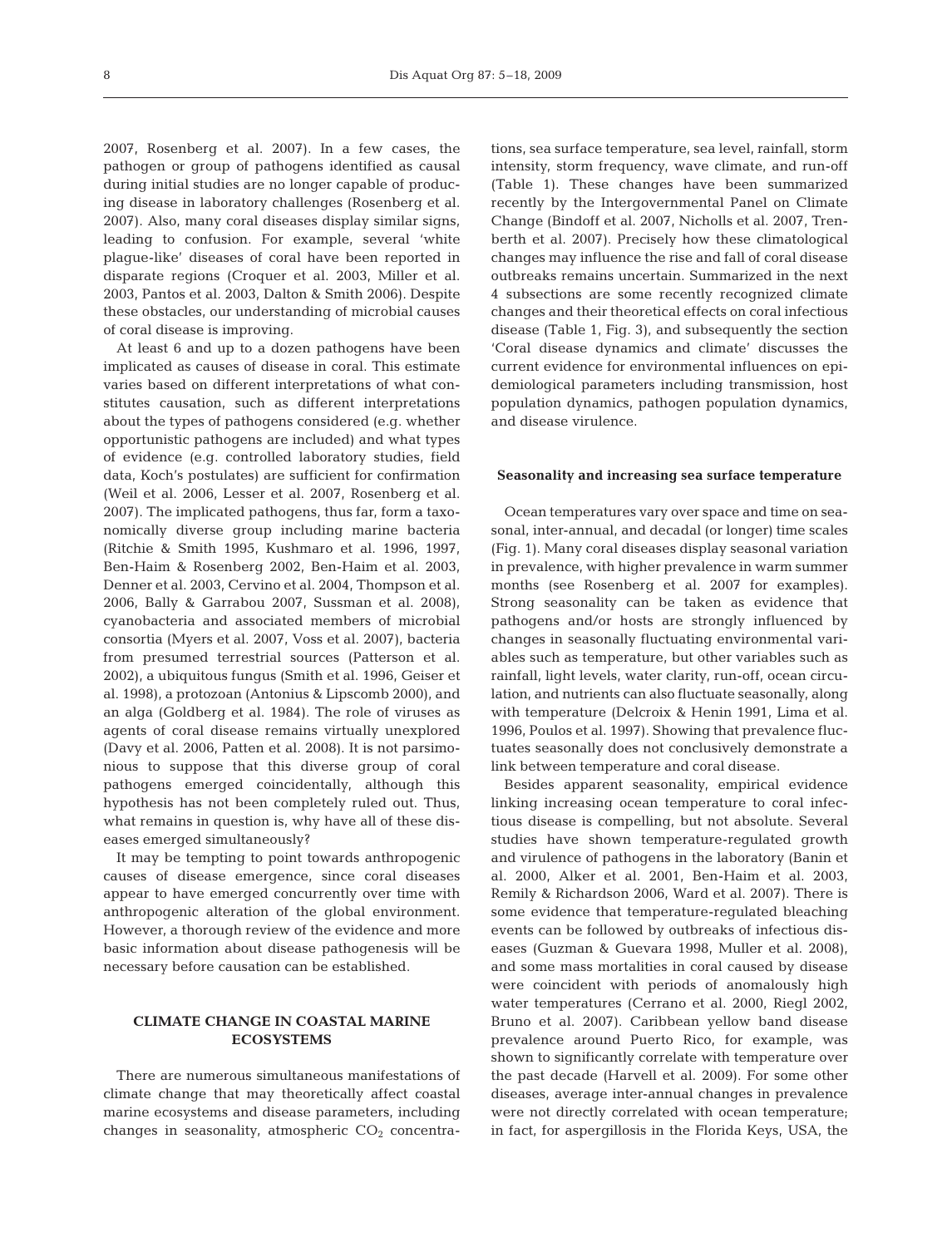2007, Rosenberg et al. 2007). In a few cases, the pathogen or group of pathogens identified as causal during initial studies are no longer capable of producing disease in laboratory challenges (Rosenberg et al. 2007). Also, many coral diseases display similar signs, leading to confusion. For example, several 'white plague-like' diseases of coral have been reported in disparate regions (Croquer et al. 2003, Miller et al. 2003, Pantos et al. 2003, Dalton & Smith 2006). Despite these obstacles, our understanding of microbial causes of coral disease is improving.

At least 6 and up to a dozen pathogens have been implicated as causes of disease in coral. This estimate varies based on different interpretations of what constitutes causation, such as different interpretations about the types of pathogens considered (e.g. whether opportunistic pathogens are included) and what types of evidence (e.g. controlled laboratory studies, field data, Koch's postulates) are sufficient for confirmation (Weil et al. 2006, Lesser et al. 2007, Rosenberg et al. 2007). The implicated pathogens, thus far, form a taxonomically diverse group including marine bacteria (Ritchie & Smith 1995, Kushmaro et al. 1996, 1997, Ben-Haim & Rosenberg 2002, Ben-Haim et al. 2003, Denner et al. 2003, Cervino et al. 2004, Thompson et al. 2006, Bally & Garrabou 2007, Sussman et al. 2008), cyanobacteria and associated members of microbial consortia (Myers et al. 2007, Voss et al. 2007), bacteria from presumed terrestrial sources (Patterson et al. 2002), a ubiquitous fungus (Smith et al. 1996, Geiser et al. 1998), a protozoan (Antonius & Lipscomb 2000), and an alga (Goldberg et al. 1984). The role of viruses as agents of coral disease remains virtually unexplored (Davy et al. 2006, Patten et al. 2008). It is not parsimonious to suppose that this diverse group of coral pathogens emerged coincidentally, although this hypothesis has not been completely ruled out. Thus, what remains in question is, why have all of these diseases emerged simultaneously?

It may be tempting to point towards anthropogenic causes of disease emergence, since coral diseases appear to have emerged concurrently over time with anthropogenic alteration of the global environment. However, a thorough review of the evidence and more basic information about disease pathogenesis will be necessary before causation can be established.

## CLIMATE CHANGE IN COASTAL MARINE ECOSYSTEMS

There are numerous simultaneous manifestations of climate change that may theoretically affect coastal marine ecosystems and disease parameters, including changes in seasonality, atmospheric $CO_2$ concentrations, sea surface temperature, sea level, rainfall, storm intensity, storm frequency, wave climate, and run-off (Table 1). These changes have been summarized recently by the Intergovernmental Panel on Climate Change (Bindoff et al. 2007, Nicholls et al. 2007, Trenberth et al. 2007). Precisely how these climatological changes may influence the rise and fall of coral disease outbreaks remains uncertain. Summarized in the next 4 subsections are some recently recognized climate changes and their theoretical effects on coral infectious disease (Table 1, Fig. 3), and subsequently the section 'Coral disease dynamics and climate' discusses the current evidence for environmental influences on epidemiological parameters including transmission, host population dynamics, pathogen population dynamics, and disease virulence.

### Seasonality and increasing sea surface temperature

Ocean temperatures vary over space and time on seasonal, inter-annual, and decadal (or longer) time scales (Fig. 1). Many coral diseases display seasonal variation in prevalence, with higher prevalence in warm summer months (see Rosenberg et al. 2007 for examples). Strong seasonality can be taken as evidence that pathogens and/or hosts are strongly influenced by changes in seasonally fluctuating environmental variables such as temperature, but other variables such as rainfall, light levels, water clarity, run-off, ocean circulation, and nutrients can also fluctuate seasonally, along with temperature (Delcroix & Henin 1991, Lima et al. 1996, Poulos et al. 1997). Showing that prevalence fluctuates seasonally does not conclusively demonstrate a link between temperature and coral disease.

Besides apparent seasonality, empirical evidence linking increasing ocean temperature to coral infectious disease is compelling, but not absolute. Several studies have shown temperature-regulated growth and virulence of pathogens in the laboratory (Banin et al. 2000, Alker et al. 2001, Ben-Haim et al. 2003, Remily & Richardson 2006, Ward et al. 2007). There is some evidence that temperature-regulated bleaching events can be followed by outbreaks of infectious diseases (Guzman & Guevara 1998, Muller et al. 2008), and some mass mortalities in coral caused by disease were coincident with periods of anomalously high water temperatures (Cerrano et al. 2000, Riegl 2002, Bruno et al. 2007). Caribbean yellow band disease prevalence around Puerto Rico, for example, was shown to significantly correlate with temperature over the past decade (Harvell et al. 2009). For some other diseases, average inter-annual changes in prevalence were not directly correlated with ocean temperature; in fact, for aspergillosis in the Florida Keys, USA, the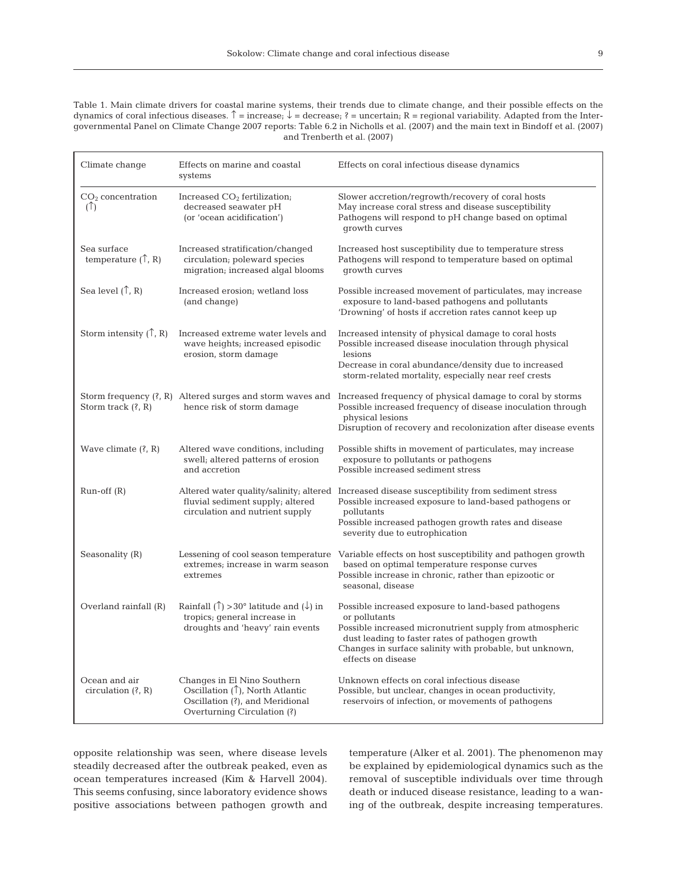Table 1. Main climate drivers for coastal marine systems, their trends due to climate change, and their possible effects on the dynamics of coral infectious diseases. ↑ = increase; ↓ = decrease; ? = uncertain; R = regional variability. Adapted from the Intergovernmental Panel on Climate Change 2007 reports: Table 6.2 in Nicholls et al. (2007) and the main text in Bindoff et al. (2007) and Trenberth et al. (2007)

| Climate change | Effects on marine and coastal systems | Effects on coral infectious disease dynamics |
|---|---|---|
| $CO_2$ concentration (↑) | Increased $CO_2$ fertilization; decreased seawater pH (or 'ocean acidification') | Slower accretion/regrowth/recovery of coral hosts<br>May increase coral stress and disease susceptibility<br>Pathogens will respond to pH change based on optimal growth curves |
| Sea surface temperature (↑, R) | Increased stratification/changed circulation; poleward species migration; increased algal blooms | Increased host susceptibility due to temperature stress<br>Pathogens will respond to temperature based on optimal growth curves |
| Sea level (↑, R) | Increased erosion; wetland loss (and change) | Possible increased movement of particulates, may increase exposure to land-based pathogens and pollutants<br>'Drowning' of hosts if accretion rates cannot keep up |
| Storm intensity (↑, R) | Increased extreme water levels and wave heights; increased episodic erosion, storm damage | Increased intensity of physical damage to coral hosts<br>Possible increased disease inoculation through physical lesions<br>Decrease in coral abundance/density due to increased storm-related mortality, especially near reef crests |
| Storm frequency (?, R)<br>Storm track (?, R) | Altered surges and storm waves and hence risk of storm damage | Increased frequency of physical damage to coral by storms<br>Possible increased frequency of disease inoculation through physical lesions<br>Disruption of recovery and recolonization after disease events |
| Wave climate (?, R) | Altered wave conditions, including swell; altered patterns of erosion and accretion | Possible shifts in movement of particulates, may increase exposure to pollutants or pathogens<br>Possible increased sediment stress |
| Run-off (R) | Altered water quality/salinity; altered fluvial sediment supply; altered circulation and nutrient supply | Increased disease susceptibility from sediment stress<br>Possible increased exposure to land-based pathogens or pollutants<br>Possible increased pathogen growth rates and disease severity due to eutrophication |
| Seasonality (R) | Lessening of cool season temperature extremes; increase in warm season extremes | Variable effects on host susceptibility and pathogen growth based on optimal temperature response curves<br>Possible increase in chronic, rather than epizootic or seasonal, disease |
| Overland rainfall (R) | Rainfall (↑) >30° latitude and (↓) in tropics; general increase in droughts and 'heavy' rain events | Possible increased exposure to land-based pathogens or pollutants<br>Possible increased micronutrient supply from atmospheric dust leading to faster rates of pathogen growth<br>Changes in surface salinity with probable, but unknown, effects on disease |
| Ocean and air circulation (?, R) | Changes in El Nino Southern Oscillation (↑), North Atlantic Oscillation (?), and Meridional Overturning Circulation (?) | Unknown effects on coral infectious disease<br>Possible, but unclear, changes in ocean productivity, reservoirs of infection, or movements of pathogens |

opposite relationship was seen, where disease levels steadily decreased after the outbreak peaked, even as ocean temperatures increased (Kim & Harvell 2004). This seems confusing, since laboratory evidence shows positive associations between pathogen growth and temperature (Alker et al. 2001). The phenomenon may be explained by epidemiological dynamics such as the removal of susceptible individuals over time through death or induced disease resistance, leading to a waning of the outbreak, despite increasing temperatures.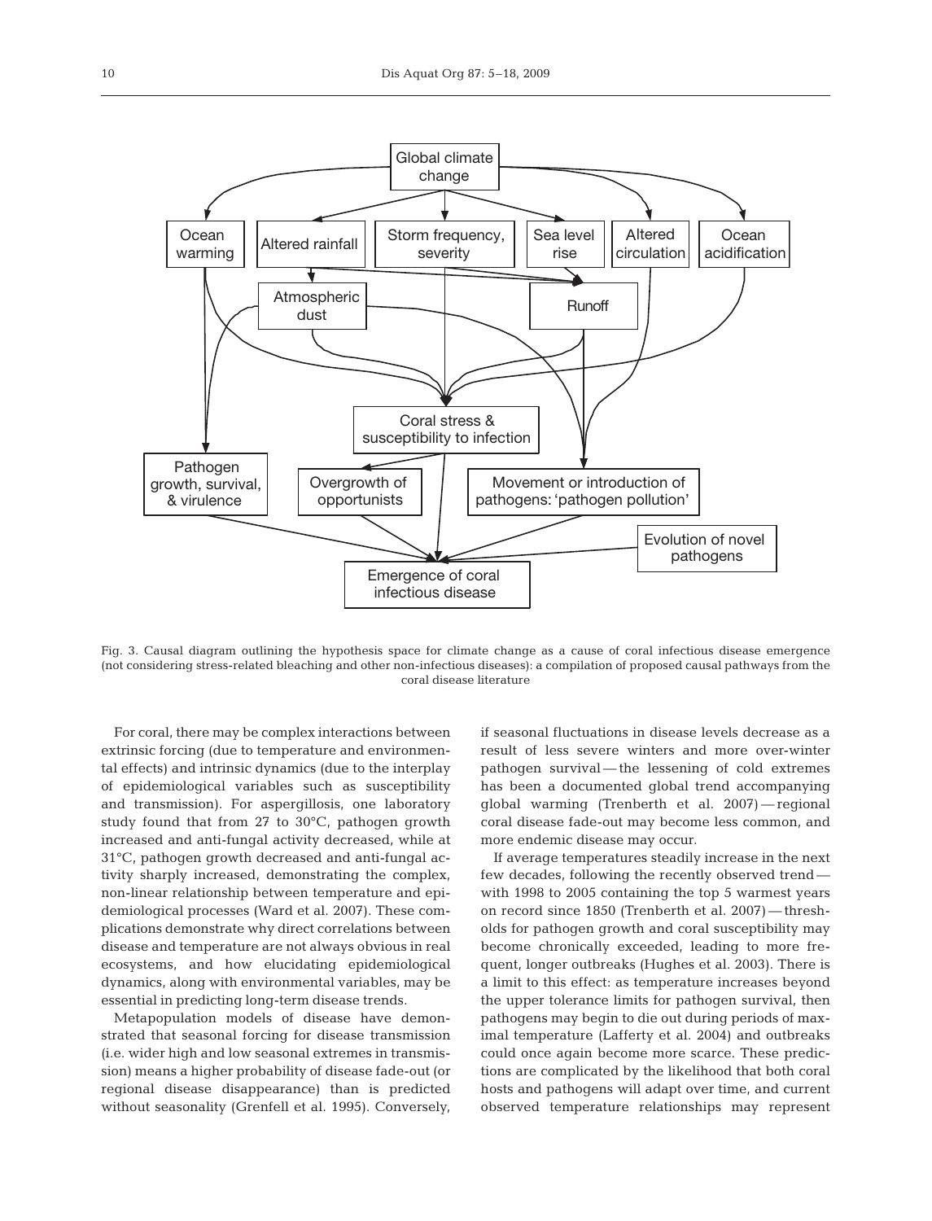Fig. 3. Causal diagram outlining the hypothesis space for climate change as a cause of coral infectious disease emergence (not considering stress-related bleaching and other non-infectious diseases): a compilation of proposed causal pathways from the coral disease literature

For coral, there may be complex interactions between extrinsic forcing (due to temperature and environmental effects) and intrinsic dynamics (due to the interplay of epidemiological variables such as susceptibility and transmission). For aspergillosis, one laboratory study found that from 27 to 30°C, pathogen growth increased and anti-fungal activity decreased, while at 31°C, pathogen growth decreased and anti-fungal activity sharply increased, demonstrating the complex, non-linear relationship between temperature and epidemiological processes (Ward et al. 2007). These complications demonstrate why direct correlations between disease and temperature are not always obvious in real ecosystems, and how elucidating epidemiological dynamics, along with environmental variables, may be essential in predicting long-term disease trends.

Metapopulation models of disease have demonstrated that seasonal forcing for disease transmission (i.e. wider high and low seasonal extremes in transmission) means a higher probability of disease fade-out (or regional disease disappearance) than is predicted without seasonality (Grenfell et al. 1995). Conversely, if seasonal fluctuations in disease levels decrease as a result of less severe winters and more over-winter pathogen survival — the lessening of cold extremes has been a documented global trend accompanying global warming (Trenberth et al. 2007) — regional coral disease fade-out may become less common, and more endemic disease may occur.

If average temperatures steadily increase in the next few decades, following the recently observed trend — with 1998 to 2005 containing the top 5 warmest years on record since 1850 (Trenberth et al. 2007) — thresholds for pathogen growth and coral susceptibility may become chronically exceeded, leading to more frequent, longer outbreaks (Hughes et al. 2003). There is a limit to this effect: as temperature increases beyond the upper tolerance limits for pathogen survival, then pathogens may begin to die out during periods of maximal temperature (Lafferty et al. 2004) and outbreaks could once again become more scarce. These predictions are complicated by the likelihood that both coral hosts and pathogens will adapt over time, and current observed temperature relationships may represent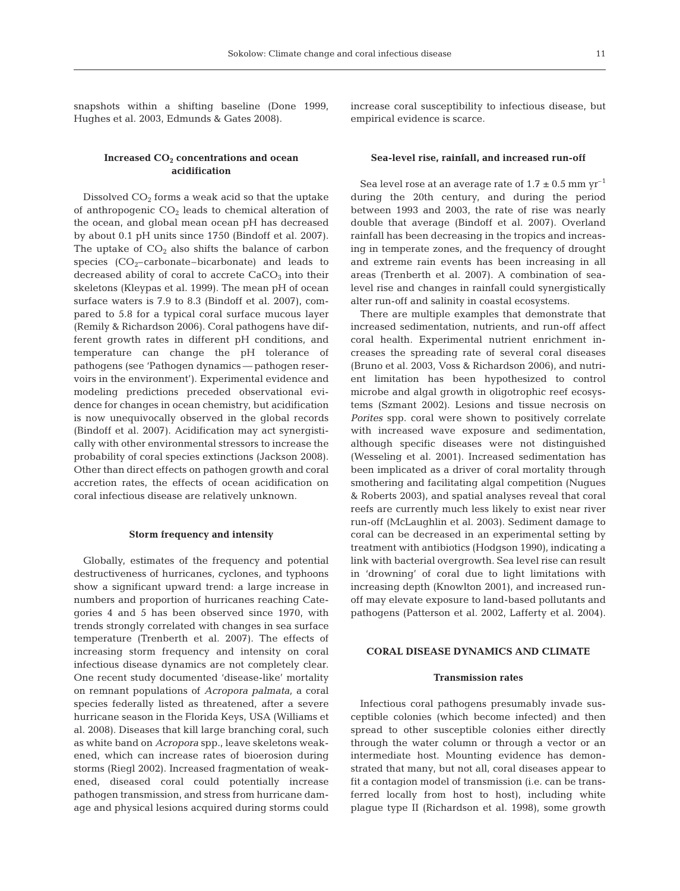snapshots within a shifting baseline (Done 1999, Hughes et al. 2003, Edmunds & Gates 2008).

### Increased $CO_2$ concentrations and ocean acidification

Dissolved $CO_2$ forms a weak acid so that the uptake of anthropogenic $CO_2$ leads to chemical alteration of the ocean, and global mean ocean pH has decreased by about 0.1 pH units since 1750 (Bindoff et al. 2007). The uptake of $CO_2$ also shifts the balance of carbon species ($CO_2$–carbonate–bicarbonate) and leads to decreased ability of coral to accrete $CaCO_3$ into their skeletons (Kleypas et al. 1999). The mean pH of ocean surface waters is 7.9 to 8.3 (Bindoff et al. 2007), compared to 5.8 for a typical coral surface mucous layer (Remily & Richardson 2006). Coral pathogens have different growth rates in different pH conditions, and temperature can change the pH tolerance of pathogens (see 'Pathogen dynamics — pathogen reservoirs in the environment'). Experimental evidence and modeling predictions preceded observational evidence for changes in ocean chemistry, but acidification is now unequivocally observed in the global records (Bindoff et al. 2007). Acidification may act synergistically with other environmental stressors to increase the probability of coral species extinctions (Jackson 2008). Other than direct effects on pathogen growth and coral accretion rates, the effects of ocean acidification on coral infectious disease are relatively unknown.

### Storm frequency and intensity

Globally, estimates of the frequency and potential destructiveness of hurricanes, cyclones, and typhoons show a significant upward trend: a large increase in numbers and proportion of hurricanes reaching Categories 4 and 5 has been observed since 1970, with trends strongly correlated with changes in sea surface temperature (Trenberth et al. 2007). The effects of increasing storm frequency and intensity on coral infectious disease dynamics are not completely clear. One recent study documented 'disease-like' mortality on remnant populations of *Acropora palmata*, a coral species federally listed as threatened, after a severe hurricane season in the Florida Keys, USA (Williams et al. 2008). Diseases that kill large branching coral, such as white band on *Acropora* spp., leave skeletons weakened, which can increase rates of bioerosion during storms (Riegl 2002). Increased fragmentation of weakened, diseased coral could potentially increase pathogen transmission, and stress from hurricane damage and physical lesions acquired during storms could increase coral susceptibility to infectious disease, but empirical evidence is scarce.

### Sea-level rise, rainfall, and increased run-off

Sea level rose at an average rate of $1.7 \pm 0.5$ mm yr$^{-1}$ during the 20th century, and during the period between 1993 and 2003, the rate of rise was nearly double that average (Bindoff et al. 2007). Overland rainfall has been decreasing in the tropics and increasing in temperate zones, and the frequency of drought and extreme rain events has been increasing in all areas (Trenberth et al. 2007). A combination of sea-level rise and changes in rainfall could synergistically alter run-off and salinity in coastal ecosystems.

There are multiple examples that demonstrate that increased sedimentation, nutrients, and run-off affect coral health. Experimental nutrient enrichment increases the spreading rate of several coral diseases (Bruno et al. 2003, Voss & Richardson 2006), and nutrient limitation has been hypothesized to control microbe and algal growth in oligotrophic reef ecosystems (Szmant 2002). Lesions and tissue necrosis on *Porites* spp. coral were shown to positively correlate with increased wave exposure and sedimentation, although specific diseases were not distinguished (Wesseling et al. 2001). Increased sedimentation has been implicated as a driver of coral mortality through smothering and facilitating algal competition (Nugues & Roberts 2003), and spatial analyses reveal that coral reefs are currently much less likely to exist near river run-off (McLaughlin et al. 2003). Sediment damage to coral can be decreased in an experimental setting by treatment with antibiotics (Hodgson 1990), indicating a link with bacterial overgrowth. Sea level rise can result in 'drowning' of coral due to light limitations with increasing depth (Knowlton 2001), and increased run-off may elevate exposure to land-based pollutants and pathogens (Patterson et al. 2002, Lafferty et al. 2004).

## CORAL DISEASE DYNAMICS AND CLIMATE

### Transmission rates

Infectious coral pathogens presumably invade susceptible colonies (which become infected) and then spread to other susceptible colonies either directly through the water column or through a vector or an intermediate host. Mounting evidence has demonstrated that many, but not all, coral diseases appear to fit a contagion model of transmission (i.e. can be transferred locally from host to host), including white plague type II (Richardson et al. 1998), some growth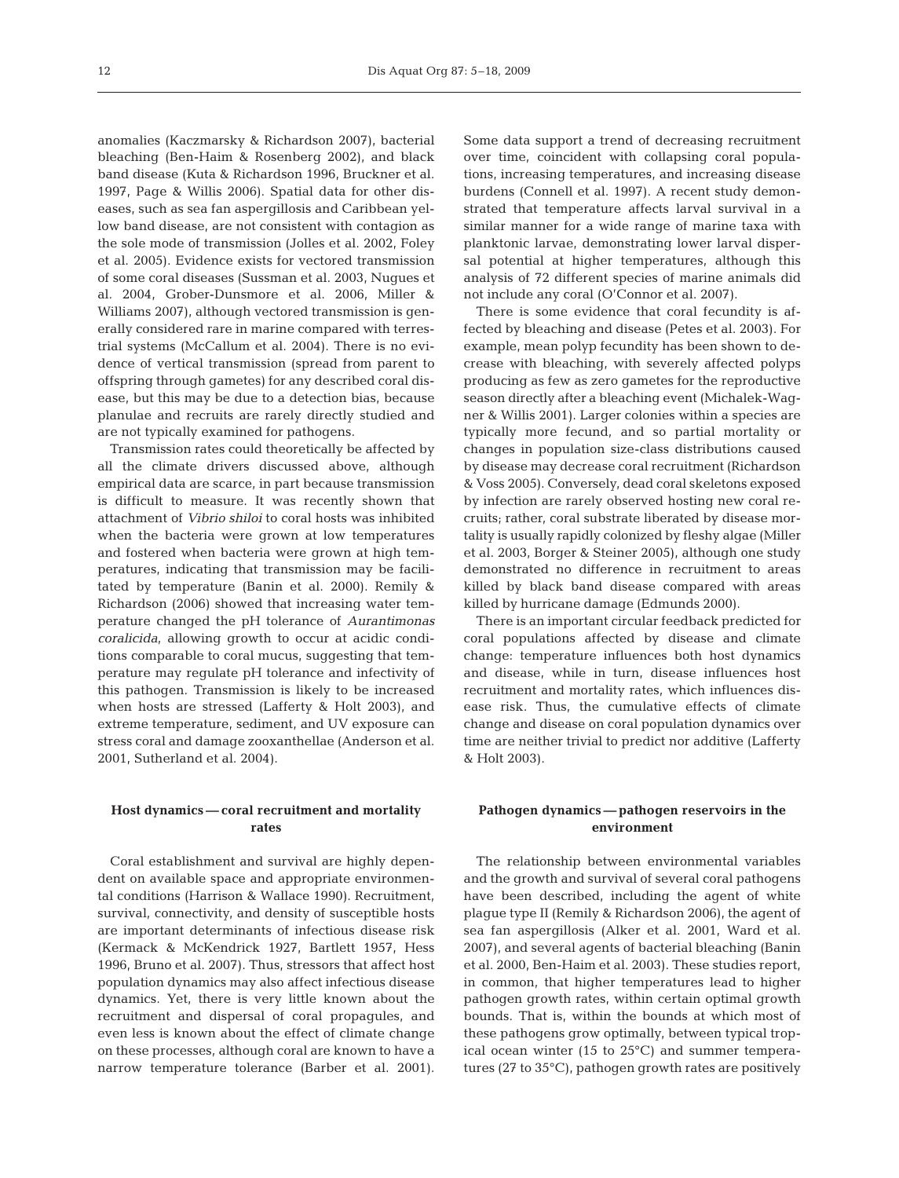anomalies (Kaczmarsky & Richardson 2007), bacterial bleaching (Ben-Haim & Rosenberg 2002), and black band disease (Kuta & Richardson 1996, Bruckner et al. 1997, Page & Willis 2006). Spatial data for other diseases, such as sea fan aspergillosis and Caribbean yellow band disease, are not consistent with contagion as the sole mode of transmission (Jolles et al. 2002, Foley et al. 2005). Evidence exists for vectored transmission of some coral diseases (Sussman et al. 2003, Nugues et al. 2004, Grober-Dunsmore et al. 2006, Miller & Williams 2007), although vectored transmission is generally considered rare in marine compared with terrestrial systems (McCallum et al. 2004). There is no evidence of vertical transmission (spread from parent to offspring through gametes) for any described coral disease, but this may be due to a detection bias, because planulae and recruits are rarely directly studied and are not typically examined for pathogens.

Transmission rates could theoretically be affected by all the climate drivers discussed above, although empirical data are scarce, in part because transmission is difficult to measure. It was recently shown that attachment of *Vibrio shiloi* to coral hosts was inhibited when the bacteria were grown at low temperatures and fostered when bacteria were grown at high temperatures, indicating that transmission may be facilitated by temperature (Banin et al. 2000). Remily & Richardson (2006) showed that increasing water temperature changed the pH tolerance of *Aurantimonas coralicida*, allowing growth to occur at acidic conditions comparable to coral mucus, suggesting that temperature may regulate pH tolerance and infectivity of this pathogen. Transmission is likely to be increased when hosts are stressed (Lafferty & Holt 2003), and extreme temperature, sediment, and UV exposure can stress coral and damage zooxanthellae (Anderson et al. 2001, Sutherland et al. 2004).

## Host dynamics — coral recruitment and mortality rates

Coral establishment and survival are highly dependent on available space and appropriate environmental conditions (Harrison & Wallace 1990). Recruitment, survival, connectivity, and density of susceptible hosts are important determinants of infectious disease risk (Kermack & McKendrick 1927, Bartlett 1957, Hess 1996, Bruno et al. 2007). Thus, stressors that affect host population dynamics may also affect infectious disease dynamics. Yet, there is very little known about the recruitment and dispersal of coral propagules, and even less is known about the effect of climate change on these processes, although coral are known to have a narrow temperature tolerance (Barber et al. 2001). Some data support a trend of decreasing recruitment over time, coincident with collapsing coral populations, increasing temperatures, and increasing disease burdens (Connell et al. 1997). A recent study demonstrated that temperature affects larval survival in a similar manner for a wide range of marine taxa with planktonic larvae, demonstrating lower larval dispersal potential at higher temperatures, although this analysis of 72 different species of marine animals did not include any coral (O'Connor et al. 2007).

There is some evidence that coral fecundity is affected by bleaching and disease (Petes et al. 2003). For example, mean polyp fecundity has been shown to decrease with bleaching, with severely affected polyps producing as few as zero gametes for the reproductive season directly after a bleaching event (Michalek-Wagner & Willis 2001). Larger colonies within a species are typically more fecund, and so partial mortality or changes in population size-class distributions caused by disease may decrease coral recruitment (Richardson & Voss 2005). Conversely, dead coral skeletons exposed by infection are rarely observed hosting new coral recruits; rather, coral substrate liberated by disease mortality is usually rapidly colonized by fleshy algae (Miller et al. 2003, Borger & Steiner 2005), although one study demonstrated no difference in recruitment to areas killed by black band disease compared with areas killed by hurricane damage (Edmunds 2000).

There is an important circular feedback predicted for coral populations affected by disease and climate change: temperature influences both host dynamics and disease, while in turn, disease influences host recruitment and mortality rates, which influences disease risk. Thus, the cumulative effects of climate change and disease on coral population dynamics over time are neither trivial to predict nor additive (Lafferty & Holt 2003).

## Pathogen dynamics — pathogen reservoirs in the environment

The relationship between environmental variables and the growth and survival of several coral pathogens have been described, including the agent of white plague type II (Remily & Richardson 2006), the agent of sea fan aspergillosis (Alker et al. 2001, Ward et al. 2007), and several agents of bacterial bleaching (Banin et al. 2000, Ben-Haim et al. 2003). These studies report, in common, that higher temperatures lead to higher pathogen growth rates, within certain optimal growth bounds. That is, within the bounds at which most of these pathogens grow optimally, between typical tropical ocean winter (15 to 25°C) and summer temperatures (27 to 35°C), pathogen growth rates are positively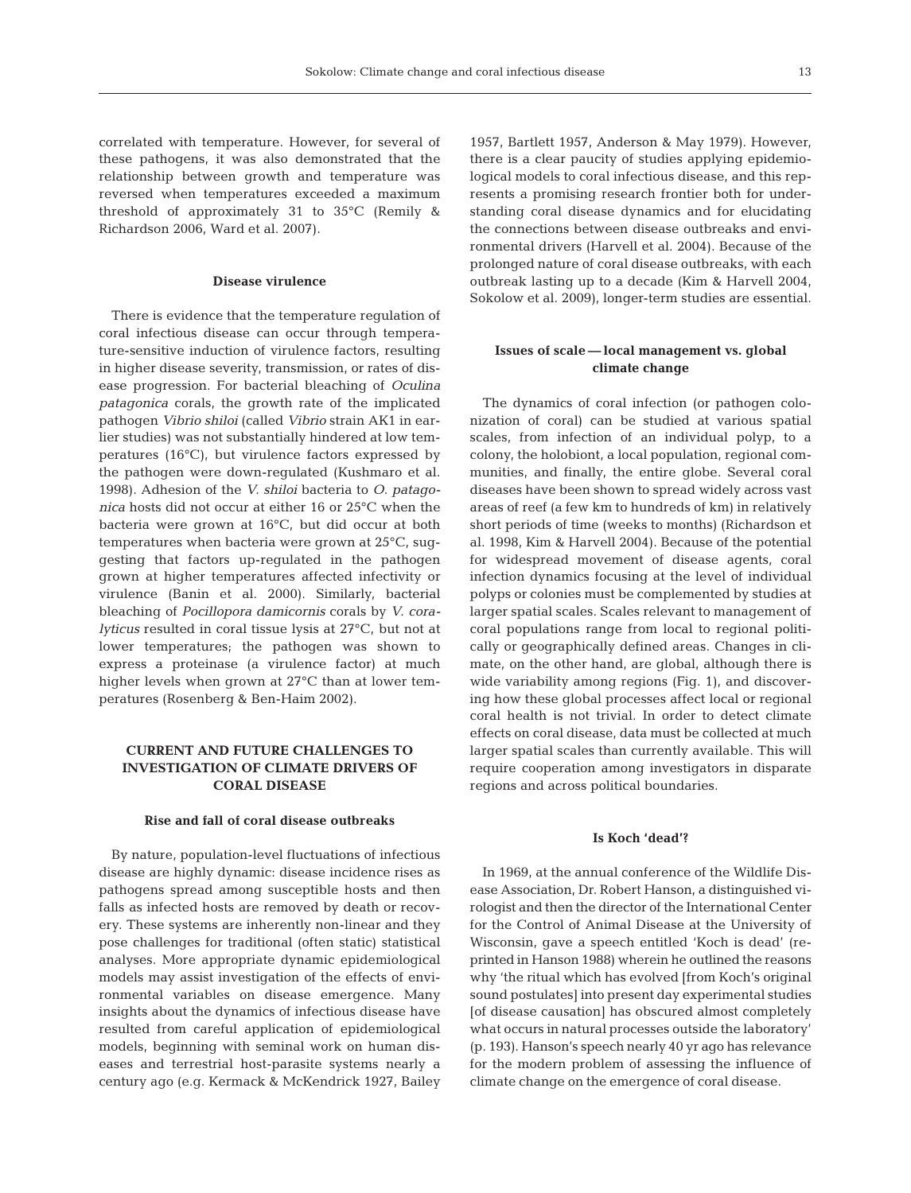correlated with temperature. However, for several of these pathogens, it was also demonstrated that the relationship between growth and temperature was reversed when temperatures exceeded a maximum threshold of approximately 31 to 35°C (Remily & Richardson 2006, Ward et al. 2007).

### Disease virulence

There is evidence that the temperature regulation of coral infectious disease can occur through temperature-sensitive induction of virulence factors, resulting in higher disease severity, transmission, or rates of disease progression. For bacterial bleaching of *Oculina patagonica* corals, the growth rate of the implicated pathogen *Vibrio shiloi* (called *Vibrio* strain AK1 in earlier studies) was not substantially hindered at low temperatures (16°C), but virulence factors expressed by the pathogen were down-regulated (Kushmaro et al. 1998). Adhesion of the *V. shiloi* bacteria to *O. patagonica* hosts did not occur at either 16 or 25°C when the bacteria were grown at 16°C, but did occur at both temperatures when bacteria were grown at 25°C, suggesting that factors up-regulated in the pathogen grown at higher temperatures affected infectivity or virulence (Banin et al. 2000). Similarly, bacterial bleaching of *Pocillopora damicornis* corals by *V. coralyticus* resulted in coral tissue lysis at 27°C, but not at lower temperatures; the pathogen was shown to express a proteinase (a virulence factor) at much higher levels when grown at 27°C than at lower temperatures (Rosenberg & Ben-Haim 2002).

## CURRENT AND FUTURE CHALLENGES TO INVESTIGATION OF CLIMATE DRIVERS OF CORAL DISEASE

### Rise and fall of coral disease outbreaks

By nature, population-level fluctuations of infectious disease are highly dynamic: disease incidence rises as pathogens spread among susceptible hosts and then falls as infected hosts are removed by death or recovery. These systems are inherently non-linear and they pose challenges for traditional (often static) statistical analyses. More appropriate dynamic epidemiological models may assist investigation of the effects of environmental variables on disease emergence. Many insights about the dynamics of infectious disease have resulted from careful application of epidemiological models, beginning with seminal work on human diseases and terrestrial host-parasite systems nearly a century ago (e.g. Kermack & McKendrick 1927, Bailey 1957, Bartlett 1957, Anderson & May 1979). However, there is a clear paucity of studies applying epidemiological models to coral infectious disease, and this represents a promising research frontier both for understanding coral disease dynamics and for elucidating the connections between disease outbreaks and environmental drivers (Harvell et al. 2004). Because of the prolonged nature of coral disease outbreaks, with each outbreak lasting up to a decade (Kim & Harvell 2004, Sokolow et al. 2009), longer-term studies are essential.

### Issues of scale — local management vs. global climate change

The dynamics of coral infection (or pathogen colonization of coral) can be studied at various spatial scales, from infection of an individual polyp, to a colony, the holobiont, a local population, regional communities, and finally, the entire globe. Several coral diseases have been shown to spread widely across vast areas of reef (a few km to hundreds of km) in relatively short periods of time (weeks to months) (Richardson et al. 1998, Kim & Harvell 2004). Because of the potential for widespread movement of disease agents, coral infection dynamics focusing at the level of individual polyps or colonies must be complemented by studies at larger spatial scales. Scales relevant to management of coral populations range from local to regional politically or geographically defined areas. Changes in climate, on the other hand, are global, although there is wide variability among regions (Fig. 1), and discovering how these global processes affect local or regional coral health is not trivial. In order to detect climate effects on coral disease, data must be collected at much larger spatial scales than currently available. This will require cooperation among investigators in disparate regions and across political boundaries.

### Is Koch 'dead'?

In 1969, at the annual conference of the Wildlife Disease Association, Dr. Robert Hanson, a distinguished virologist and then the director of the International Center for the Control of Animal Disease at the University of Wisconsin, gave a speech entitled 'Koch is dead' (reprinted in Hanson 1988) wherein he outlined the reasons why 'the ritual which has evolved [from Koch's original sound postulates] into present day experimental studies [of disease causation] has obscured almost completely what occurs in natural processes outside the laboratory' (p. 193). Hanson's speech nearly 40 yr ago has relevance for the modern problem of assessing the influence of climate change on the emergence of coral disease.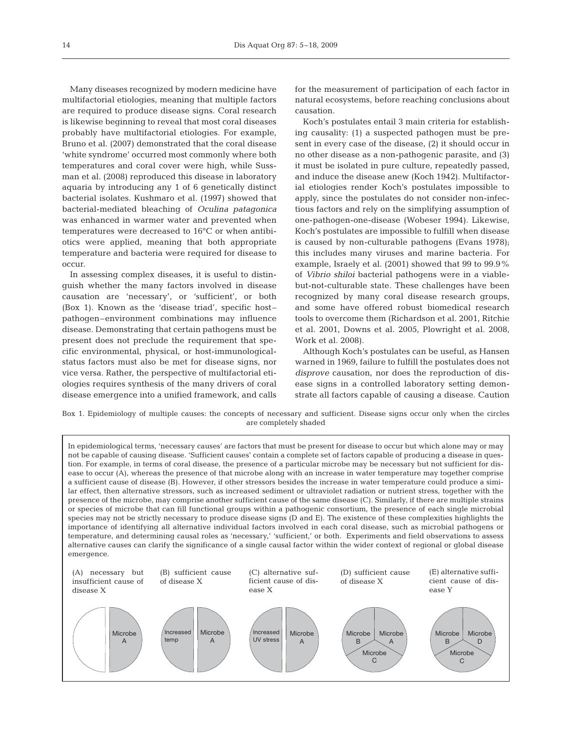Many diseases recognized by modern medicine have multifactorial etiologies, meaning that multiple factors are required to produce disease signs. Coral research is likewise beginning to reveal that most coral diseases probably have multifactorial etiologies. For example, Bruno et al. (2007) demonstrated that the coral disease 'white syndrome' occurred most commonly where both temperatures and coral cover were high, while Sussman et al. (2008) reproduced this disease in laboratory aquaria by introducing any 1 of 6 genetically distinct bacterial isolates. Kushmaro et al. (1997) showed that bacterial-mediated bleaching of *Oculina patagonica* was enhanced in warmer water and prevented when temperatures were decreased to 16°C or when antibiotics were applied, meaning that both appropriate temperature and bacteria were required for disease to occur.

In assessing complex diseases, it is useful to distinguish whether the many factors involved in disease causation are 'necessary', or 'sufficient', or both (Box 1). Known as the 'disease triad', specific host–pathogen–environment combinations may influence disease. Demonstrating that certain pathogens must be present does not preclude the requirement that specific environmental, physical, or host-immunological-status factors must also be met for disease signs, nor vice versa. Rather, the perspective of multifactorial etiologies requires synthesis of the many drivers of coral disease emergence into a unified framework, and calls for the measurement of participation of each factor in natural ecosystems, before reaching conclusions about causation.

Koch's postulates entail 3 main criteria for establishing causality: (1) a suspected pathogen must be present in every case of the disease, (2) it should occur in no other disease as a non-pathogenic parasite, and (3) it must be isolated in pure culture, repeatedly passed, and induce the disease anew (Koch 1942). Multifactorial etiologies render Koch's postulates impossible to apply, since the postulates do not consider non-infectious factors and rely on the simplifying assumption of one-pathogen-one-disease (Wobeser 1994). Likewise, Koch's postulates are impossible to fulfill when disease is caused by non-culturable pathogens (Evans 1978); this includes many viruses and marine bacteria. For example, Israely et al. (2001) showed that 99 to 99.9% of *Vibrio shiloi* bacterial pathogens were in a viable-but-not-culturable state. These challenges have been recognized by many coral disease research groups, and some have offered robust biomedical research tools to overcome them (Richardson et al. 2001, Ritchie et al. 2001, Downs et al. 2005, Plowright et al. 2008, Work et al. 2008).

Although Koch's postulates can be useful, as Hansen warned in 1969, failure to fulfill the postulates does not *disprove* causation, nor does the reproduction of disease signs in a controlled laboratory setting demonstrate all factors capable of causing a disease. Caution

Box 1. Epidemiology of multiple causes: the concepts of necessary and sufficient. Disease signs occur only when the circles are completely shaded

In epidemiological terms, 'necessary causes' are factors that must be present for disease to occur but which alone may or may not be capable of causing disease. 'Sufficient causes' contain a complete set of factors capable of producing a disease in question. For example, in terms of coral disease, the presence of a particular microbe may be necessary but not sufficient for disease to occur (A), whereas the presence of that microbe along with an increase in water temperature may together comprise a sufficient cause of disease (B). However, if other stressors besides the increase in water temperature could produce a similar effect, then alternative stressors, such as increased sediment or ultraviolet radiation or nutrient stress, together with the presence of the microbe, may comprise another sufficient cause of the same disease (C). Similarly, if there are multiple strains or species of microbe that can fill functional groups within a pathogenic consortium, the presence of each single microbial species may not be strictly necessary to produce disease signs (D and E). The existence of these complexities highlights the importance of identifying all alternative individual factors involved in each coral disease, such as microbial pathogens or temperature, and determining causal roles as 'necessary,' 'sufficient,' or both. Experiments and field observations to assess alternative causes can clarify the significance of a single causal factor within the wider context of regional or global disease emergence.

(A) necessary but insufficient cause of disease X — Microbe A

(B) sufficient cause of disease X — Increased temp; Microbe A

(C) alternative sufficient cause of disease X — Increased UV stress; Microbe A

(D) sufficient cause of disease X — Microbe B; Microbe A; Microbe C

(E) alternative sufficient cause of disease Y — Microbe B; Microbe D; Microbe C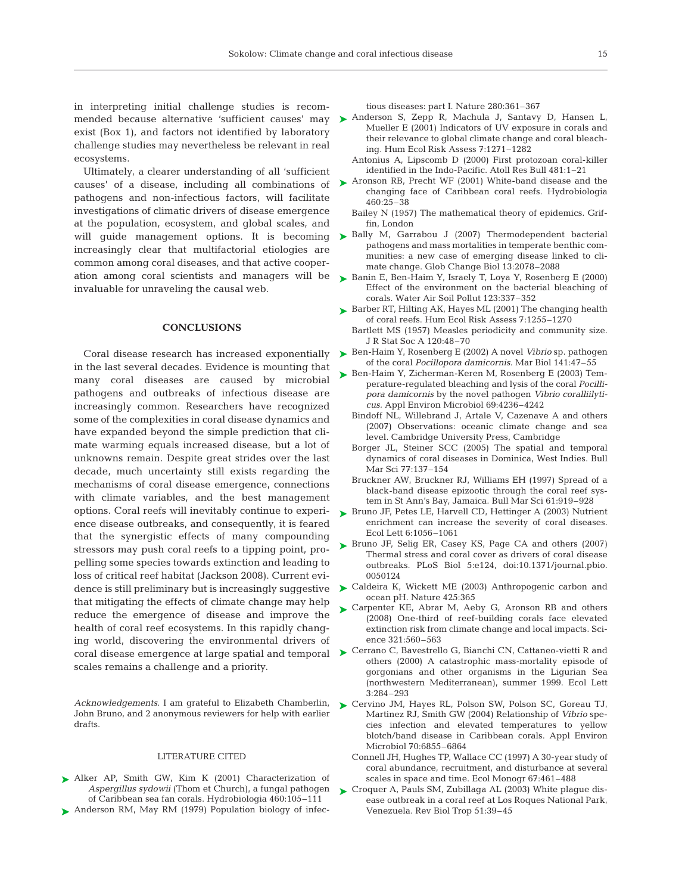in interpreting initial challenge studies is recommended because alternative 'sufficient causes' may exist (Box 1), and factors not identified by laboratory challenge studies may nevertheless be relevant in real ecosystems.

Ultimately, a clearer understanding of all 'sufficient causes' of a disease, including all combinations of pathogens and non-infectious factors, will facilitate investigations of climatic drivers of disease emergence at the population, ecosystem, and global scales, and will guide management options. It is becoming increasingly clear that multifactorial etiologies are common among coral diseases, and that active cooperation among coral scientists and managers will be invaluable for unraveling the causal web.

## CONCLUSIONS

Coral disease research has increased exponentially in the last several decades. Evidence is mounting that many coral diseases are caused by microbial pathogens and outbreaks of infectious disease are increasingly common. Researchers have recognized some of the complexities in coral disease dynamics and have expanded beyond the simple prediction that climate warming equals increased disease, but a lot of unknowns remain. Despite great strides over the last decade, much uncertainty still exists regarding the mechanisms of coral disease emergence, connections with climate variables, and the best management options. Coral reefs will inevitably continue to experience disease outbreaks, and consequently, it is feared that the synergistic effects of many compounding stressors may push coral reefs to a tipping point, propelling some species towards extinction and leading to loss of critical reef habitat (Jackson 2008). Current evidence is still preliminary but is increasingly suggestive that mitigating the effects of climate change may help reduce the emergence of disease and improve the health of coral reef ecosystems. In this rapidly changing world, discovering the environmental drivers of coral disease emergence at large spatial and temporal scales remains a challenge and a priority.

*Acknowledgements.* I am grateful to Elizabeth Chamberlin, John Bruno, and 2 anonymous reviewers for help with earlier drafts.

## LITERATURE CITED

- Alker AP, Smith GW, Kim K (2001) Characterization of *Aspergillus sydowii* (Thom et Church), a fungal pathogen of Caribbean sea fan corals. Hydrobiologia 460:105–111
- Anderson RM, May RM (1979) Population biology of infectious diseases: part I. Nature 280:361–367
- Anderson S, Zepp R, Machula J, Santavy D, Hansen L, Mueller E (2001) Indicators of UV exposure in corals and their relevance to global climate change and coral bleaching. Hum Ecol Risk Assess 7:1271–1282
- Antonius A, Lipscomb D (2000) First protozoan coral-killer identified in the Indo-Pacific. Atoll Res Bull 481:1–21
- Aronson RB, Precht WF (2001) White-band disease and the changing face of Caribbean coral reefs. Hydrobiologia 460:25–38
- Bailey N (1957) The mathematical theory of epidemics. Griffin, London
- Bally M, Garrabou J (2007) Thermodependent bacterial pathogens and mass mortalities in temperate benthic communities: a new case of emerging disease linked to climate change. Glob Change Biol 13:2078–2088
- Banin E, Ben-Haim Y, Israely T, Loya Y, Rosenberg E (2000) Effect of the environment on the bacterial bleaching of corals. Water Air Soil Pollut 123:337–352
- Barber RT, Hilting AK, Hayes ML (2001) The changing health of coral reefs. Hum Ecol Risk Assess 7:1255–1270
- Bartlett MS (1957) Measles periodicity and community size. J R Stat Soc A 120:48–70
- Ben-Haim Y, Rosenberg E (2002) A novel *Vibrio* sp. pathogen of the coral *Pocillopora damicornis*. Mar Biol 141:47–55
- Ben-Haim Y, Zicherman-Keren M, Rosenberg E (2003) Temperature-regulated bleaching and lysis of the coral *Pocillopora damicornis* by the novel pathogen *Vibrio coralliilyticus*. Appl Environ Microbiol 69:4236–4242
- Bindoff NL, Willebrand J, Artale V, Cazenave A and others (2007) Observations: oceanic climate change and sea level. Cambridge University Press, Cambridge
- Borger JL, Steiner SCC (2005) The spatial and temporal dynamics of coral diseases in Dominica, West Indies. Bull Mar Sci 77:137–154
- Bruckner AW, Bruckner RJ, Williams EH (1997) Spread of a black-band disease epizootic through the coral reef system in St Ann's Bay, Jamaica. Bull Mar Sci 61:919–928
- Bruno JF, Petes LE, Harvell CD, Hettinger A (2003) Nutrient enrichment can increase the severity of coral diseases. Ecol Lett 6:1056–1061
- Bruno JF, Selig ER, Casey KS, Page CA and others (2007) Thermal stress and coral cover as drivers of coral disease outbreaks. PLoS Biol 5:e124, doi:10.1371/journal.pbio.0050124
- Caldeira K, Wickett ME (2003) Anthropogenic carbon and ocean pH. Nature 425:365
- Carpenter KE, Abrar M, Aeby G, Aronson RB and others (2008) One-third of reef-building corals face elevated extinction risk from climate change and local impacts. Science 321:560–563
- Cerrano C, Bavestrello G, Bianchi CN, Cattaneo-vietti R and others (2000) A catastrophic mass-mortality episode of gorgonians and other organisms in the Ligurian Sea (northwestern Mediterranean), summer 1999. Ecol Lett 3:284–293
- Cervino JM, Hayes RL, Polson SW, Polson SC, Goreau TJ, Martinez RJ, Smith GW (2004) Relationship of *Vibrio* species infection and elevated temperatures to yellow blotch/band disease in Caribbean corals. Appl Environ Microbiol 70:6855–6864
- Connell JH, Hughes TP, Wallace CC (1997) A 30-year study of coral abundance, recruitment, and disturbance at several scales in space and time. Ecol Monogr 67:461–488
- Croquer A, Pauls SM, Zubillaga AL (2003) White plague disease outbreak in a coral reef at Los Roques National Park, Venezuela. Rev Biol Trop 51:39–45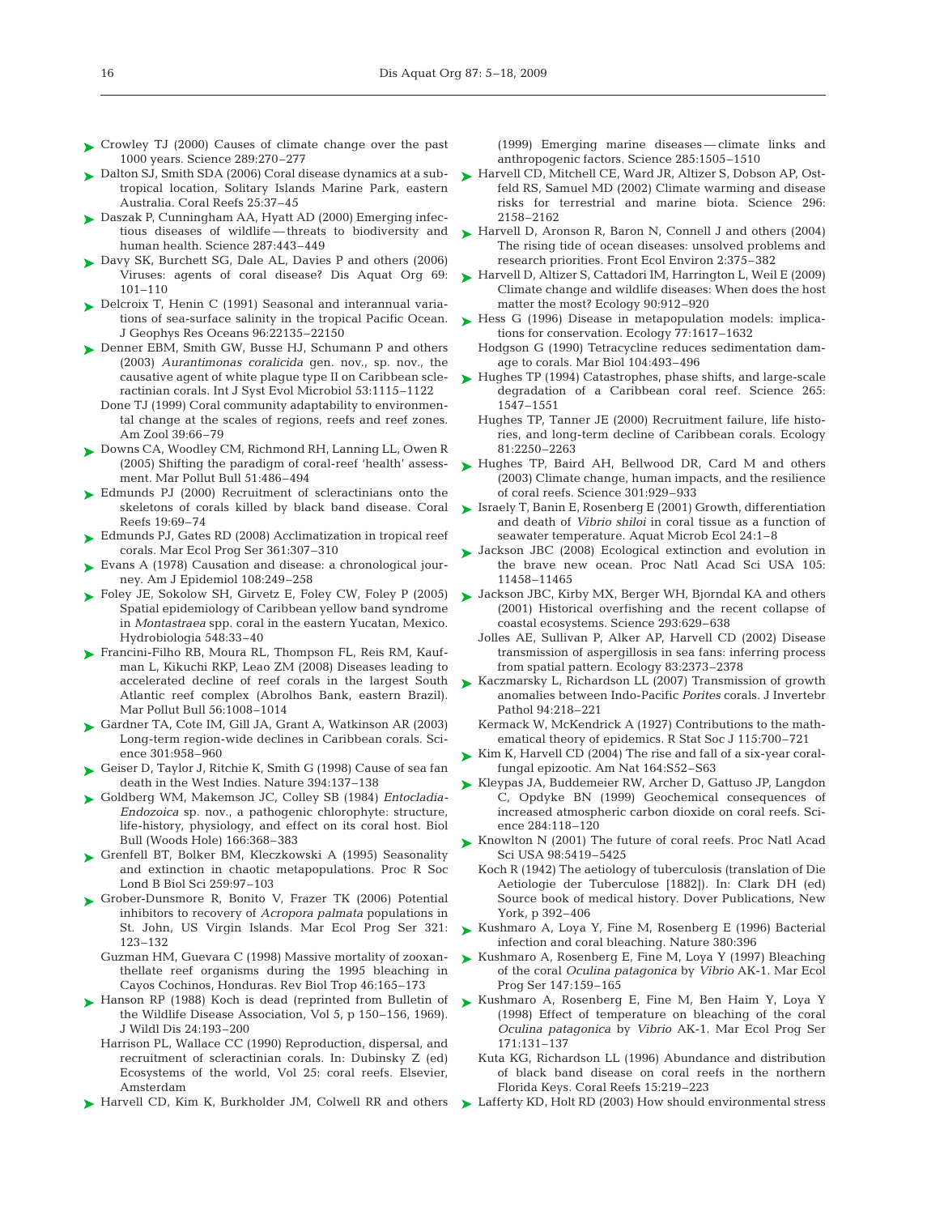Crowley TJ (2000) Causes of climate change over the past 1000 years. Science 289:270–277

Dalton SJ, Smith SDA (2006) Coral disease dynamics at a subtropical location, Solitary Islands Marine Park, eastern Australia. Coral Reefs 25:37–45

Daszak P, Cunningham AA, Hyatt AD (2000) Emerging infectious diseases of wildlife — threats to biodiversity and human health. Science 287:443–449

Davy SK, Burchett SG, Dale AL, Davies P and others (2006) Viruses: agents of coral disease? Dis Aquat Org 69: 101–110

Delcroix T, Henin C (1991) Seasonal and interannual variations of sea-surface salinity in the tropical Pacific Ocean. J Geophys Res Oceans 96:22135–22150

Denner EBM, Smith GW, Busse HJ, Schumann P and others (2003) *Aurantimonas coralicida* gen. nov., sp. nov., the causative agent of white plague type II on Caribbean scleractinian corals. Int J Syst Evol Microbiol 53:1115–1122

Done TJ (1999) Coral community adaptability to environmental change at the scales of regions, reefs and reef zones. Am Zool 39:66–79

Downs CA, Woodley CM, Richmond RH, Lanning LL, Owen R (2005) Shifting the paradigm of coral-reef 'health' assessment. Mar Pollut Bull 51:486–494

Edmunds PJ (2000) Recruitment of scleractinians onto the skeletons of corals killed by black band disease. Coral Reefs 19:69–74

Edmunds PJ, Gates RD (2008) Acclimatization in tropical reef corals. Mar Ecol Prog Ser 361:307–310

Evans A (1978) Causation and disease: a chronological journey. Am J Epidemiol 108:249–258

Foley JE, Sokolow SH, Girvetz E, Foley CW, Foley P (2005) Spatial epidemiology of Caribbean yellow band syndrome in *Montastraea* spp. coral in the eastern Yucatan, Mexico. Hydrobiologia 548:33–40

Francini-Filho RB, Moura RL, Thompson FL, Reis RM, Kaufman L, Kikuchi RKP, Leao ZM (2008) Diseases leading to accelerated decline of reef corals in the largest South Atlantic reef complex (Abrolhos Bank, eastern Brazil). Mar Pollut Bull 56:1008–1014

Gardner TA, Cote IM, Gill JA, Grant A, Watkinson AR (2003) Long-term region-wide declines in Caribbean corals. Science 301:958–960

Geiser D, Taylor J, Ritchie K, Smith G (1998) Cause of sea fan death in the West Indies. Nature 394:137–138

Goldberg WM, Makemson JC, Colley SB (1984) *Entocladia-Endozoica* sp. nov., a pathogenic chlorophyte: structure, life-history, physiology, and effect on its coral host. Biol Bull (Woods Hole) 166:368–383

Grenfell BT, Bolker BM, Kleczkowski A (1995) Seasonality and extinction in chaotic metapopulations. Proc R Soc Lond B Biol Sci 259:97–103

Grober-Dunsmore R, Bonito V, Frazer TK (2006) Potential inhibitors to recovery of *Acropora palmata* populations in St. John, US Virgin Islands. Mar Ecol Prog Ser 321: 123–132

Guzman HM, Guevara C (1998) Massive mortality of zooxanthellate reef organisms during the 1995 bleaching in Cayos Cochinos, Honduras. Rev Biol Trop 46:165–173

Hanson RP (1988) Koch is dead (reprinted from Bulletin of the Wildlife Disease Association, Vol 5, p 150–156, 1969). J Wildl Dis 24:193–200

Harrison PL, Wallace CC (1990) Reproduction, dispersal, and recruitment of scleractinian corals. In: Dubinsky Z (ed) Ecosystems of the world, Vol 25: coral reefs. Elsevier, Amsterdam

Harvell CD, Kim K, Burkholder JM, Colwell RR and others (1999) Emerging marine diseases — climate links and anthropogenic factors. Science 285:1505–1510

Harvell CD, Mitchell CE, Ward JR, Altizer S, Dobson AP, Ostfeld RS, Samuel MD (2002) Climate warming and disease risks for terrestrial and marine biota. Science 296: 2158–2162

Harvell D, Aronson R, Baron N, Connell J and others (2004) The rising tide of ocean diseases: unsolved problems and research priorities. Front Ecol Environ 2:375–382

Harvell D, Altizer S, Cattadori IM, Harrington L, Weil E (2009) Climate change and wildlife diseases: When does the host matter the most? Ecology 90:912–920

Hess G (1996) Disease in metapopulation models: implications for conservation. Ecology 77:1617–1632

Hodgson G (1990) Tetracycline reduces sedimentation damage to corals. Mar Biol 104:493–496

Hughes TP (1994) Catastrophes, phase shifts, and large-scale degradation of a Caribbean coral reef. Science 265: 1547–1551

Hughes TP, Tanner JE (2000) Recruitment failure, life histories, and long-term decline of Caribbean corals. Ecology 81:2250–2263

Hughes TP, Baird AH, Bellwood DR, Card M and others (2003) Climate change, human impacts, and the resilience of coral reefs. Science 301:929–933

Israely T, Banin E, Rosenberg E (2001) Growth, differentiation and death of *Vibrio shiloi* in coral tissue as a function of seawater temperature. Aquat Microb Ecol 24:1–8

Jackson JBC (2008) Ecological extinction and evolution in the brave new ocean. Proc Natl Acad Sci USA 105: 11458–11465

Jackson JBC, Kirby MX, Berger WH, Bjorndal KA and others (2001) Historical overfishing and the recent collapse of coastal ecosystems. Science 293:629–638

Jolles AE, Sullivan P, Alker AP, Harvell CD (2002) Disease transmission of aspergillosis in sea fans: inferring process from spatial pattern. Ecology 83:2373–2378

Kaczmarsky L, Richardson LL (2007) Transmission of growth anomalies between Indo-Pacific *Porites* corals. J Invertebr Pathol 94:218–221

Kermack W, McKendrick A (1927) Contributions to the mathematical theory of epidemics. R Stat Soc J 115:700–721

Kim K, Harvell CD (2004) The rise and fall of a six-year coral-fungal epizootic. Am Nat 164:S52–S63

Kleypas JA, Buddemeier RW, Archer D, Gattuso JP, Langdon C, Opdyke BN (1999) Geochemical consequences of increased atmospheric carbon dioxide on coral reefs. Science 284:118–120

Knowlton N (2001) The future of coral reefs. Proc Natl Acad Sci USA 98:5419–5425

Koch R (1942) The aetiology of tuberculosis (translation of Die Aetiologie der Tuberculose [1882]). In: Clark DH (ed) Source book of medical history. Dover Publications, New York, p 392–406

Kushmaro A, Loya Y, Fine M, Rosenberg E (1996) Bacterial infection and coral bleaching. Nature 380:396

Kushmaro A, Rosenberg E, Fine M, Loya Y (1997) Bleaching of the coral *Oculina patagonica* by *Vibrio* AK-1. Mar Ecol Prog Ser 147:159–165

Kushmaro A, Rosenberg E, Fine M, Ben Haim Y, Loya Y (1998) Effect of temperature on bleaching of the coral *Oculina patagonica* by *Vibrio* AK-1. Mar Ecol Prog Ser 171:131–137

Kuta KG, Richardson LL (1996) Abundance and distribution of black band disease on coral reefs in the northern Florida Keys. Coral Reefs 15:219–223

Lafferty KD, Holt RD (2003) How should environmental stress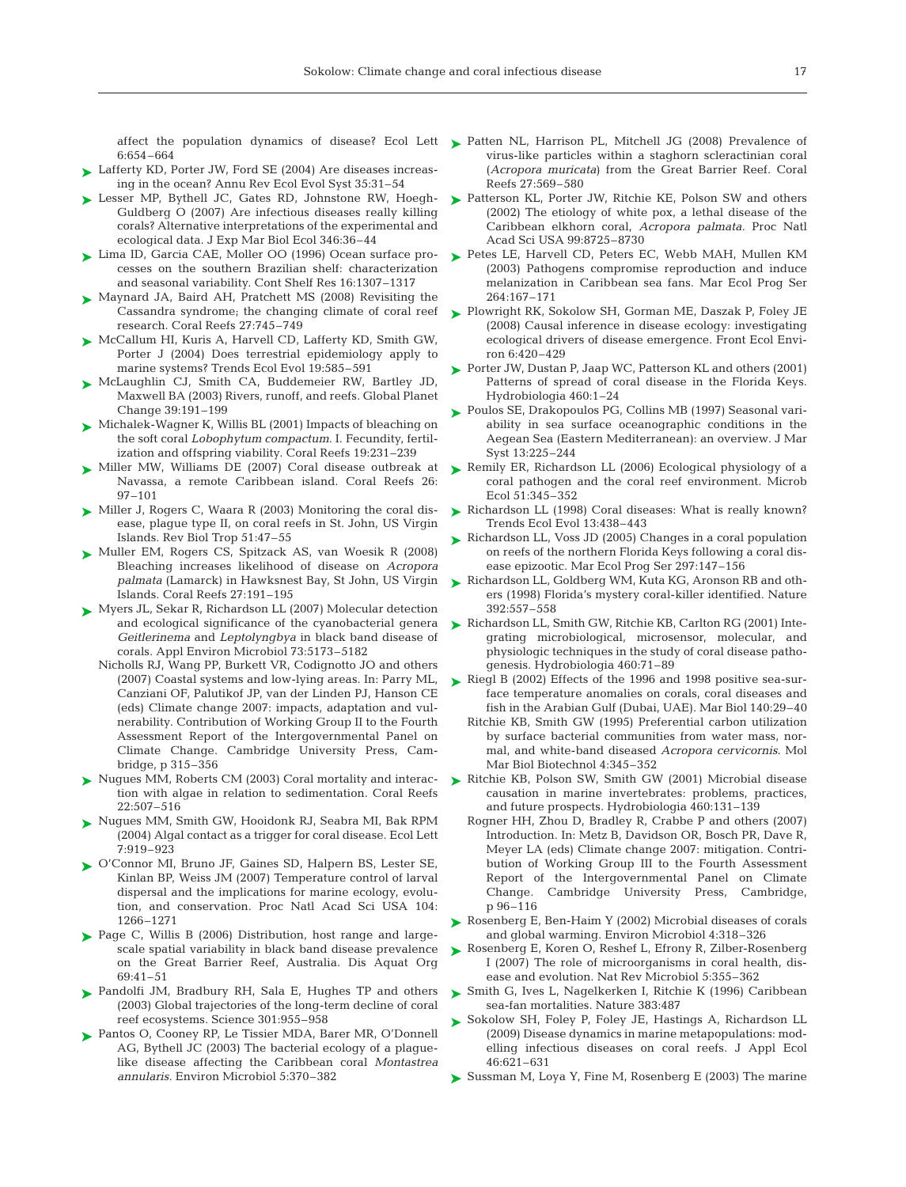affect the population dynamics of disease? Ecol Lett 6:654–664

Lafferty KD, Porter JW, Ford SE (2004) Are diseases increasing in the ocean? Annu Rev Ecol Evol Syst 35:31–54

Lesser MP, Bythell JC, Gates RD, Johnstone RW, Hoegh-Guldberg O (2007) Are infectious diseases really killing corals? Alternative interpretations of the experimental and ecological data. J Exp Mar Biol Ecol 346:36–44

Lima ID, Garcia CAE, Moller OO (1996) Ocean surface processes on the southern Brazilian shelf: characterization and seasonal variability. Cont Shelf Res 16:1307–1317

Maynard JA, Baird AH, Pratchett MS (2008) Revisiting the Cassandra syndrome; the changing climate of coral reef research. Coral Reefs 27:745–749

McCallum HI, Kuris A, Harvell CD, Lafferty KD, Smith GW, Porter J (2004) Does terrestrial epidemiology apply to marine systems? Trends Ecol Evol 19:585–591

McLaughlin CJ, Smith CA, Buddemeier RW, Bartley JD, Maxwell BA (2003) Rivers, runoff, and reefs. Global Planet Change 39:191–199

Michalek-Wagner K, Willis BL (2001) Impacts of bleaching on the soft coral *Lobophytum compactum*. I. Fecundity, fertilization and offspring viability. Coral Reefs 19:231–239

Miller MW, Williams DE (2007) Coral disease outbreak at Navassa, a remote Caribbean island. Coral Reefs 26:97–101

Miller J, Rogers C, Waara R (2003) Monitoring the coral disease, plague type II, on coral reefs in St. John, US Virgin Islands. Rev Biol Trop 51:47–55

Muller EM, Rogers CS, Spitzack AS, van Woesik R (2008) Bleaching increases likelihood of disease on *Acropora palmata* (Lamarck) in Hawksnest Bay, St John, US Virgin Islands. Coral Reefs 27:191–195

Myers JL, Sekar R, Richardson LL (2007) Molecular detection and ecological significance of the cyanobacterial genera *Geitlerinema* and *Leptolyngbya* in black band disease of corals. Appl Environ Microbiol 73:5173–5182

Nicholls RJ, Wang PP, Burkett VR, Codignotto JO and others (2007) Coastal systems and low-lying areas. In: Parry ML, Canziani OF, Palutikof JP, van der Linden PJ, Hanson CE (eds) Climate change 2007: impacts, adaptation and vulnerability. Contribution of Working Group II to the Fourth Assessment Report of the Intergovernmental Panel on Climate Change. Cambridge University Press, Cambridge, p 315–356

Nugues MM, Roberts CM (2003) Coral mortality and interaction with algae in relation to sedimentation. Coral Reefs 22:507–516

Nugues MM, Smith GW, Hooidonk RJ, Seabra MI, Bak RPM (2004) Algal contact as a trigger for coral disease. Ecol Lett 7:919–923

O'Connor MI, Bruno JF, Gaines SD, Halpern BS, Lester SE, Kinlan BP, Weiss JM (2007) Temperature control of larval dispersal and the implications for marine ecology, evolution, and conservation. Proc Natl Acad Sci USA 104:1266–1271

Page C, Willis B (2006) Distribution, host range and large-scale spatial variability in black band disease prevalence on the Great Barrier Reef, Australia. Dis Aquat Org 69:41–51

Pandolfi JM, Bradbury RH, Sala E, Hughes TP and others (2003) Global trajectories of the long-term decline of coral reef ecosystems. Science 301:955–958

Pantos O, Cooney RP, Le Tissier MDA, Barer MR, O'Donnell AG, Bythell JC (2003) The bacterial ecology of a plague-like disease affecting the Caribbean coral *Montastrea annularis*. Environ Microbiol 5:370–382

Patten NL, Harrison PL, Mitchell JG (2008) Prevalence of virus-like particles within a staghorn scleractinian coral (*Acropora muricata*) from the Great Barrier Reef. Coral Reefs 27:569–580

Patterson KL, Porter JW, Ritchie KE, Polson SW and others (2002) The etiology of white pox, a lethal disease of the Caribbean elkhorn coral, *Acropora palmata*. Proc Natl Acad Sci USA 99:8725–8730

Petes LE, Harvell CD, Peters EC, Webb MAH, Mullen KM (2003) Pathogens compromise reproduction and induce melanization in Caribbean sea fans. Mar Ecol Prog Ser 264:167–171

Plowright RK, Sokolow SH, Gorman ME, Daszak P, Foley JE (2008) Causal inference in disease ecology: investigating ecological drivers of disease emergence. Front Ecol Environ 6:420–429

Porter JW, Dustan P, Jaap WC, Patterson KL and others (2001) Patterns of spread of coral disease in the Florida Keys. Hydrobiologia 460:1–24

Poulos SE, Drakopoulos PG, Collins MB (1997) Seasonal variability in sea surface oceanographic conditions in the Aegean Sea (Eastern Mediterranean): an overview. J Mar Syst 13:225–244

Remily ER, Richardson LL (2006) Ecological physiology of a coral pathogen and the coral reef environment. Microb Ecol 51:345–352

Richardson LL (1998) Coral diseases: What is really known? Trends Ecol Evol 13:438–443

Richardson LL, Voss JD (2005) Changes in a coral population on reefs of the northern Florida Keys following a coral disease epizootic. Mar Ecol Prog Ser 297:147–156

Richardson LL, Goldberg WM, Kuta KG, Aronson RB and others (1998) Florida's mystery coral-killer identified. Nature 392:557–558

Richardson LL, Smith GW, Ritchie KB, Carlton RG (2001) Integrating microbiological, microsensor, molecular, and physiologic techniques in the study of coral disease pathogenesis. Hydrobiologia 460:71–89

Riegl B (2002) Effects of the 1996 and 1998 positive sea-surface temperature anomalies on corals, coral diseases and fish in the Arabian Gulf (Dubai, UAE). Mar Biol 140:29–40

Ritchie KB, Smith GW (1995) Preferential carbon utilization by surface bacterial communities from water mass, normal, and white-band diseased *Acropora cervicornis*. Mol Mar Biol Biotechnol 4:345–352

Ritchie KB, Polson SW, Smith GW (2001) Microbial disease causation in marine invertebrates: problems, practices, and future prospects. Hydrobiologia 460:131–139

Rogner HH, Zhou D, Bradley R, Crabbe P and others (2007) Introduction. In: Metz B, Davidson OR, Bosch PR, Dave R, Meyer LA (eds) Climate change 2007: mitigation. Contribution of Working Group III to the Fourth Assessment Report of the Intergovernmental Panel on Climate Change. Cambridge University Press, Cambridge, p 96–116

Rosenberg E, Ben-Haim Y (2002) Microbial diseases of corals and global warming. Environ Microbiol 4:318–326

Rosenberg E, Koren O, Reshef L, Efrony R, Zilber-Rosenberg I (2007) The role of microorganisms in coral health, disease and evolution. Nat Rev Microbiol 5:355–362

Smith G, Ives L, Nagelkerken I, Ritchie K (1996) Caribbean sea-fan mortalities. Nature 383:487

Sokolow SH, Foley P, Foley JE, Hastings A, Richardson LL (2009) Disease dynamics in marine metapopulations: modelling infectious diseases on coral reefs. J Appl Ecol 46:621–631

Sussman M, Loya Y, Fine M, Rosenberg E (2003) The marine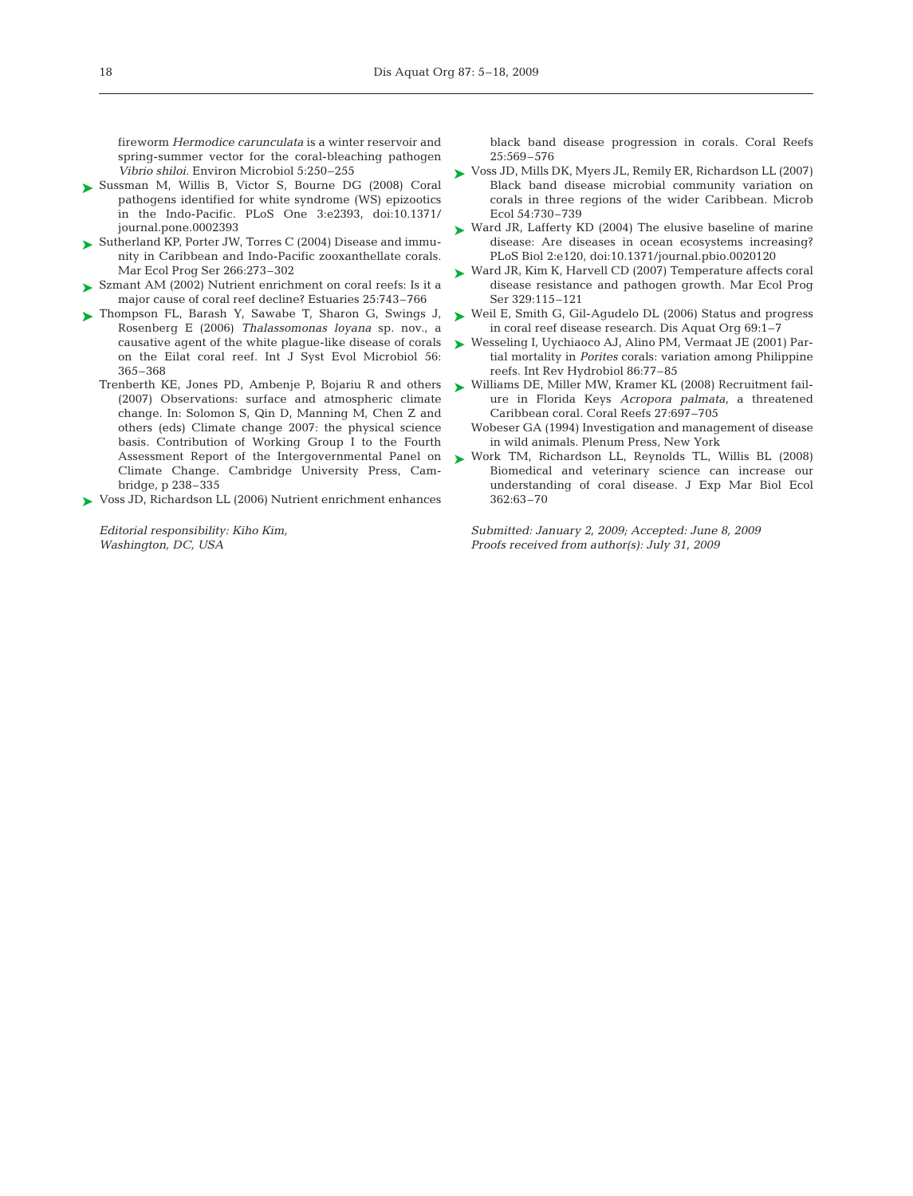fireworm *Hermodice carunculata* is a winter reservoir and spring-summer vector for the coral-bleaching pathogen *Vibrio shiloi*. Environ Microbiol 5:250–255

Sussman M, Willis B, Victor S, Bourne DG (2008) Coral pathogens identified for white syndrome (WS) epizootics in the Indo-Pacific. PLoS One 3:e2393, doi:10.1371/journal.pone.0002393

Sutherland KP, Porter JW, Torres C (2004) Disease and immunity in Caribbean and Indo-Pacific zooxanthellate corals. Mar Ecol Prog Ser 266:273–302

Szmant AM (2002) Nutrient enrichment on coral reefs: Is it a major cause of coral reef decline? Estuaries 25:743–766

Thompson FL, Barash Y, Sawabe T, Sharon G, Swings J, Rosenberg E (2006) *Thalassomonas loyana* sp. nov., a causative agent of the white plague-like disease of corals on the Eilat coral reef. Int J Syst Evol Microbiol 56: 365–368

Trenberth KE, Jones PD, Ambenje P, Bojariu R and others (2007) Observations: surface and atmospheric climate change. In: Solomon S, Qin D, Manning M, Chen Z and others (eds) Climate change 2007: the physical science basis. Contribution of Working Group I to the Fourth Assessment Report of the Intergovernmental Panel on Climate Change. Cambridge University Press, Cambridge, p 238–335

Voss JD, Richardson LL (2006) Nutrient enrichment enhances black band disease progression in corals. Coral Reefs 25:569–576

Voss JD, Mills DK, Myers JL, Remily ER, Richardson LL (2007) Black band disease microbial community variation on corals in three regions of the wider Caribbean. Microb Ecol 54:730–739

Ward JR, Lafferty KD (2004) The elusive baseline of marine disease: Are diseases in ocean ecosystems increasing? PLoS Biol 2:e120, doi:10.1371/journal.pbio.0020120

Ward JR, Kim K, Harvell CD (2007) Temperature affects coral disease resistance and pathogen growth. Mar Ecol Prog Ser 329:115–121

Weil E, Smith G, Gil-Agudelo DL (2006) Status and progress in coral reef disease research. Dis Aquat Org 69:1–7

Wesseling I, Uychiaoco AJ, Alino PM, Vermaat JE (2001) Partial mortality in *Porites* corals: variation among Philippine reefs. Int Rev Hydrobiol 86:77–85

Williams DE, Miller MW, Kramer KL (2008) Recruitment failure in Florida Keys *Acropora palmata*, a threatened Caribbean coral. Coral Reefs 27:697–705

Wobeser GA (1994) Investigation and management of disease in wild animals. Plenum Press, New York

Work TM, Richardson LL, Reynolds TL, Willis BL (2008) Biomedical and veterinary science can increase our understanding of coral disease. J Exp Mar Biol Ecol 362:63–70

*Editorial responsibility: Kiho Kim, Washington, DC, USA*

*Submitted: January 2, 2009; Accepted: June 8, 2009*
*Proofs received from author(s): July 31, 2009*